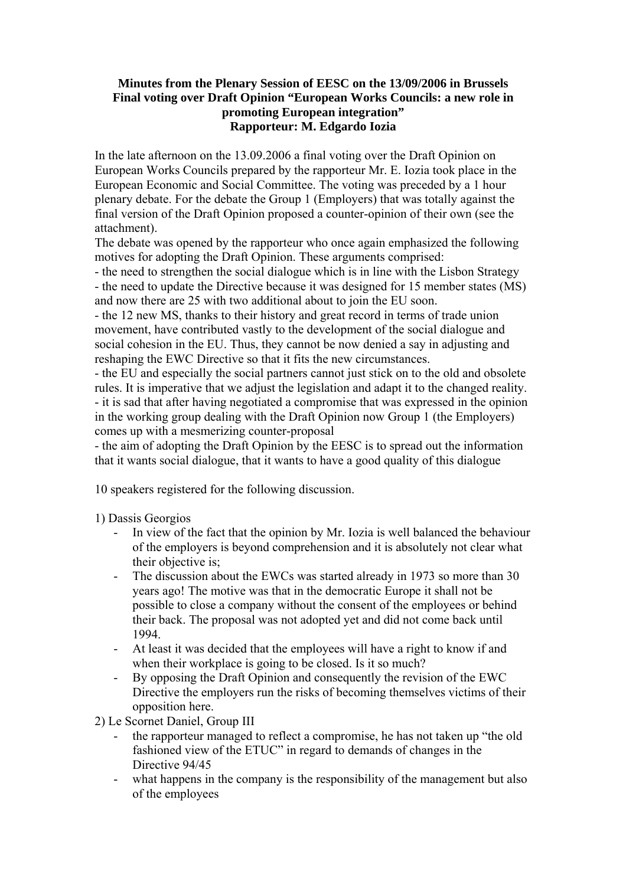**Minutes from the Plenary Session of EESC on the 13/09/2006 in Brussels**
**Final voting over Draft Opinion "European Works Councils: a new role in promoting European integration"**
**Rapporteur: M. Edgardo Iozia**

In the late afternoon on the 13.09.2006 a final voting over the Draft Opinion on European Works Councils prepared by the rapporteur Mr. E. Iozia took place in the European Economic and Social Committee. The voting was preceded by a 1 hour plenary debate. For the debate the Group 1 (Employers) that was totally against the final version of the Draft Opinion proposed a counter-opinion of their own (see the attachment).

The debate was opened by the rapporteur who once again emphasized the following motives for adopting the Draft Opinion. These arguments comprised:

- the need to strengthen the social dialogue which is in line with the Lisbon Strategy
- the need to update the Directive because it was designed for 15 member states (MS) and now there are 25 with two additional about to join the EU soon.
- the 12 new MS, thanks to their history and great record in terms of trade union movement, have contributed vastly to the development of the social dialogue and social cohesion in the EU. Thus, they cannot be now denied a say in adjusting and reshaping the EWC Directive so that it fits the new circumstances.
- the EU and especially the social partners cannot just stick on to the old and obsolete rules. It is imperative that we adjust the legislation and adapt it to the changed reality.
- it is sad that after having negotiated a compromise that was expressed in the opinion in the working group dealing with the Draft Opinion now Group 1 (the Employers) comes up with a mesmerizing counter-proposal
- the aim of adopting the Draft Opinion by the EESC is to spread out the information that it wants social dialogue, that it wants to have a good quality of this dialogue

10 speakers registered for the following discussion.

1) Dassis Georgios
   - In view of the fact that the opinion by Mr. Iozia is well balanced the behaviour of the employers is beyond comprehension and it is absolutely not clear what their objective is;
   - The discussion about the EWCs was started already in 1973 so more than 30 years ago! The motive was that in the democratic Europe it shall not be possible to close a company without the consent of the employees or behind their back. The proposal was not adopted yet and did not come back until 1994.
   - At least it was decided that the employees will have a right to know if and when their workplace is going to be closed. Is it so much?
   - By opposing the Draft Opinion and consequently the revision of the EWC Directive the employers run the risks of becoming themselves victims of their opposition here.
2) Le Scornet Daniel, Group III
   - the rapporteur managed to reflect a compromise, he has not taken up "the old fashioned view of the ETUC" in regard to demands of changes in the Directive 94/45
   - what happens in the company is the responsibility of the management but also of the employees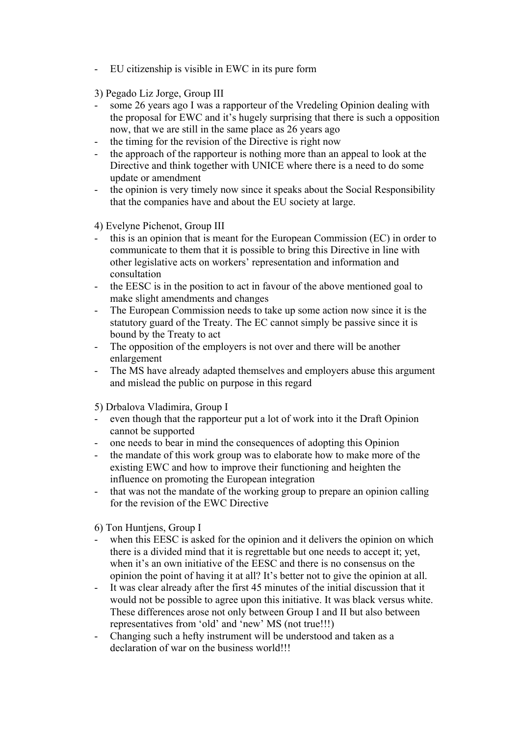- EU citizenship is visible in EWC in its pure form

3) Pegado Liz Jorge, Group III

- some 26 years ago I was a rapporteur of the Vredeling Opinion dealing with the proposal for EWC and it's hugely surprising that there is such a opposition now, that we are still in the same place as 26 years ago
- the timing for the revision of the Directive is right now
- the approach of the rapporteur is nothing more than an appeal to look at the Directive and think together with UNICE where there is a need to do some update or amendment
- the opinion is very timely now since it speaks about the Social Responsibility that the companies have and about the EU society at large.

4) Evelyne Pichenot, Group III

- this is an opinion that is meant for the European Commission (EC) in order to communicate to them that it is possible to bring this Directive in line with other legislative acts on workers' representation and information and consultation
- the EESC is in the position to act in favour of the above mentioned goal to make slight amendments and changes
- The European Commission needs to take up some action now since it is the statutory guard of the Treaty. The EC cannot simply be passive since it is bound by the Treaty to act
- The opposition of the employers is not over and there will be another enlargement
- The MS have already adapted themselves and employers abuse this argument and mislead the public on purpose in this regard

5) Drbalova Vladimira, Group I

- even though that the rapporteur put a lot of work into it the Draft Opinion cannot be supported
- one needs to bear in mind the consequences of adopting this Opinion
- the mandate of this work group was to elaborate how to make more of the existing EWC and how to improve their functioning and heighten the influence on promoting the European integration
- that was not the mandate of the working group to prepare an opinion calling for the revision of the EWC Directive

6) Ton Huntjens, Group I

- when this EESC is asked for the opinion and it delivers the opinion on which there is a divided mind that it is regrettable but one needs to accept it; yet, when it's an own initiative of the EESC and there is no consensus on the opinion the point of having it at all? It's better not to give the opinion at all.
- It was clear already after the first 45 minutes of the initial discussion that it would not be possible to agree upon this initiative. It was black versus white. These differences arose not only between Group I and II but also between representatives from 'old' and 'new' MS (not true!!!)
- Changing such a hefty instrument will be understood and taken as a declaration of war on the business world!!!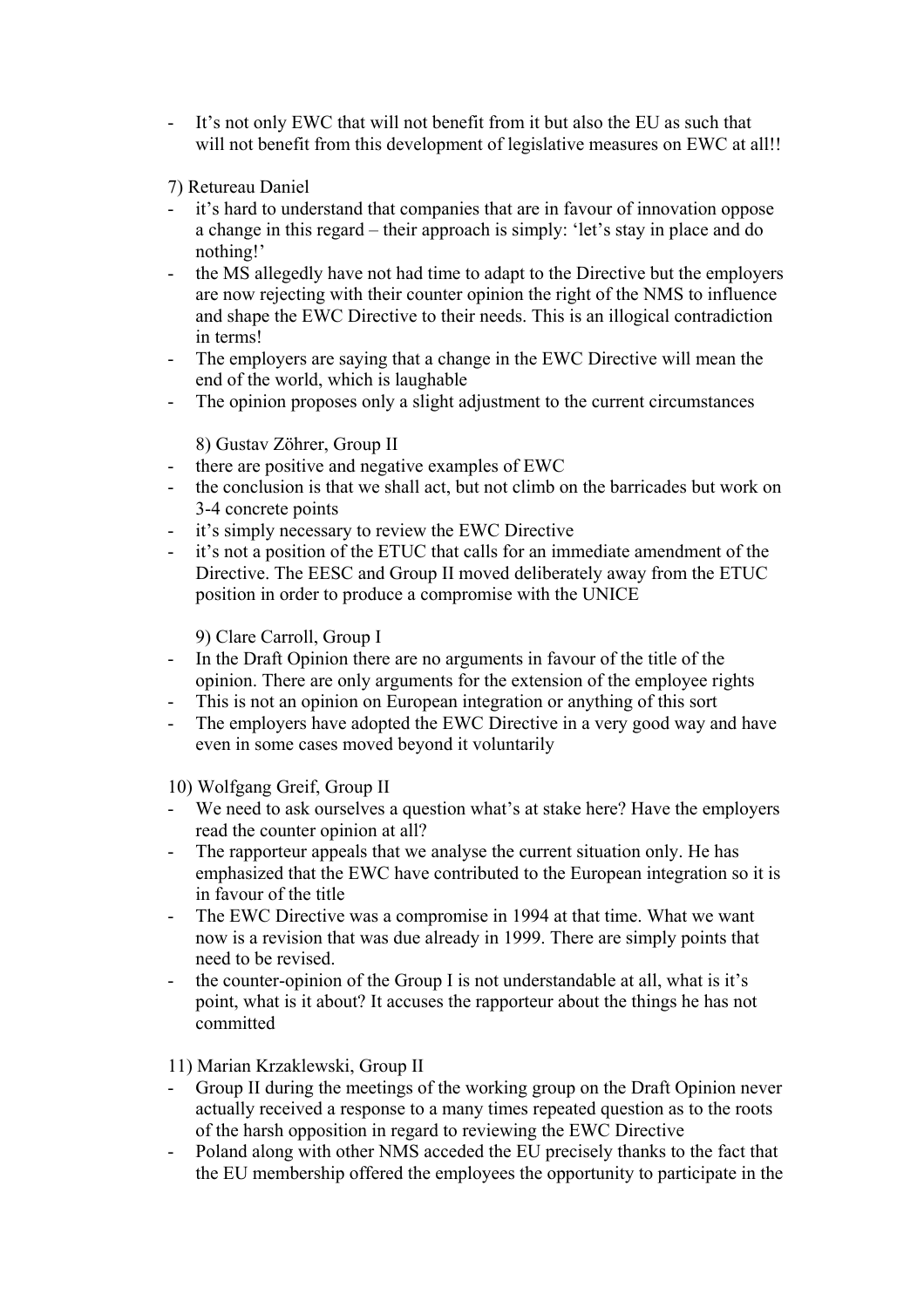- It's not only EWC that will not benefit from it but also the EU as such that will not benefit from this development of legislative measures on EWC at all!!

7) Retureau Daniel

- it's hard to understand that companies that are in favour of innovation oppose a change in this regard – their approach is simply: 'let's stay in place and do nothing!'
- the MS allegedly have not had time to adapt to the Directive but the employers are now rejecting with their counter opinion the right of the NMS to influence and shape the EWC Directive to their needs. This is an illogical contradiction in terms!
- The employers are saying that a change in the EWC Directive will mean the end of the world, which is laughable
- The opinion proposes only a slight adjustment to the current circumstances

8) Gustav Zöhrer, Group II

- there are positive and negative examples of EWC
- the conclusion is that we shall act, but not climb on the barricades but work on 3-4 concrete points
- it's simply necessary to review the EWC Directive
- it's not a position of the ETUC that calls for an immediate amendment of the Directive. The EESC and Group II moved deliberately away from the ETUC position in order to produce a compromise with the UNICE

9) Clare Carroll, Group I

- In the Draft Opinion there are no arguments in favour of the title of the opinion. There are only arguments for the extension of the employee rights
- This is not an opinion on European integration or anything of this sort
- The employers have adopted the EWC Directive in a very good way and have even in some cases moved beyond it voluntarily

10) Wolfgang Greif, Group II

- We need to ask ourselves a question what's at stake here? Have the employers read the counter opinion at all?
- The rapporteur appeals that we analyse the current situation only. He has emphasized that the EWC have contributed to the European integration so it is in favour of the title
- The EWC Directive was a compromise in 1994 at that time. What we want now is a revision that was due already in 1999. There are simply points that need to be revised.
- the counter-opinion of the Group I is not understandable at all, what is it's point, what is it about? It accuses the rapporteur about the things he has not committed

11) Marian Krzaklewski, Group II

- Group II during the meetings of the working group on the Draft Opinion never actually received a response to a many times repeated question as to the roots of the harsh opposition in regard to reviewing the EWC Directive
- Poland along with other NMS acceded the EU precisely thanks to the fact that the EU membership offered the employees the opportunity to participate in the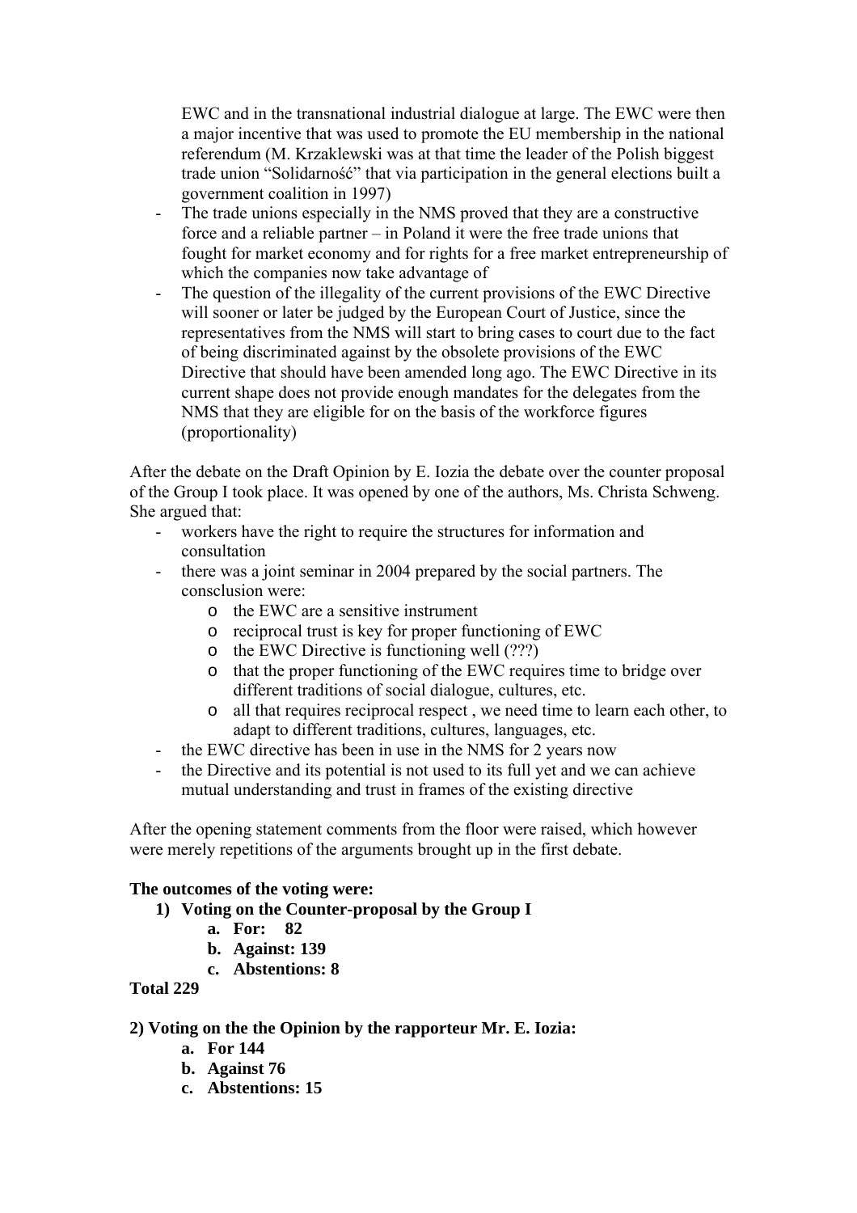EWC and in the transnational industrial dialogue at large. The EWC were then a major incentive that was used to promote the EU membership in the national referendum (M. Krzaklewski was at that time the leader of the Polish biggest trade union "Solidarność" that via participation in the general elections built a government coalition in 1997)

- The trade unions especially in the NMS proved that they are a constructive force and a reliable partner – in Poland it were the free trade unions that fought for market economy and for rights for a free market entrepreneurship of which the companies now take advantage of
- The question of the illegality of the current provisions of the EWC Directive will sooner or later be judged by the European Court of Justice, since the representatives from the NMS will start to bring cases to court due to the fact of being discriminated against by the obsolete provisions of the EWC Directive that should have been amended long ago. The EWC Directive in its current shape does not provide enough mandates for the delegates from the NMS that they are eligible for on the basis of the workforce figures (proportionality)

After the debate on the Draft Opinion by E. Iozia the debate over the counter proposal of the Group I took place. It was opened by one of the authors, Ms. Christa Schweng. She argued that:

- workers have the right to require the structures for information and consultation
- there was a joint seminar in 2004 prepared by the social partners. The consclusion were:
    - the EWC are a sensitive instrument
    - reciprocal trust is key for proper functioning of EWC
    - the EWC Directive is functioning well (???)
    - that the proper functioning of the EWC requires time to bridge over different traditions of social dialogue, cultures, etc.
    - all that requires reciprocal respect , we need time to learn each other, to adapt to different traditions, cultures, languages, etc.
- the EWC directive has been in use in the NMS for 2 years now
- the Directive and its potential is not used to its full yet and we can achieve mutual understanding and trust in frames of the existing directive

After the opening statement comments from the floor were raised, which however were merely repetitions of the arguments brought up in the first debate.

**The outcomes of the voting were:**

1) **Voting on the Counter-proposal by the Group I**
    a. **For: 82**
    b. **Against: 139**
    c. **Abstentions: 8**

**Total 229**

**2) Voting on the the Opinion by the rapporteur Mr. E. Iozia:**

a. **For 144**
b. **Against 76**
c. **Abstentions: 15**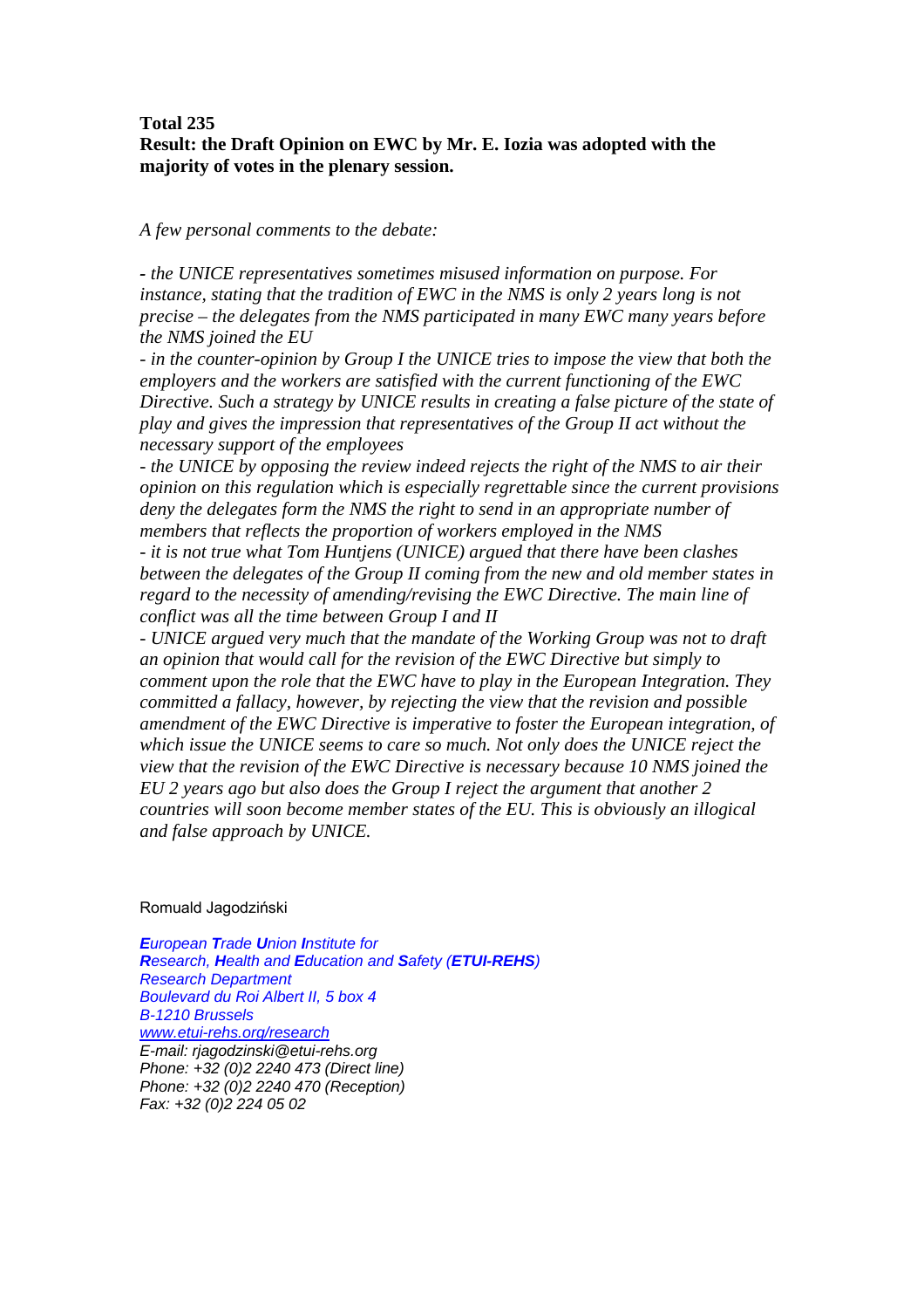**Total 235**
**Result: the Draft Opinion on EWC by Mr. E. Iozia was adopted with the majority of votes in the plenary session.**

*A few personal comments to the debate:*

*- the UNICE representatives sometimes misused information on purpose. For instance, stating that the tradition of EWC in the NMS is only 2 years long is not precise – the delegates from the NMS participated in many EWC many years before the NMS joined the EU*
*- in the counter-opinion by Group I the UNICE tries to impose the view that both the employers and the workers are satisfied with the current functioning of the EWC Directive. Such a strategy by UNICE results in creating a false picture of the state of play and gives the impression that representatives of the Group II act without the necessary support of the employees*
*- the UNICE by opposing the review indeed rejects the right of the NMS to air their opinion on this regulation which is especially regrettable since the current provisions deny the delegates form the NMS the right to send in an appropriate number of members that reflects the proportion of workers employed in the NMS*
*- it is not true what Tom Huntjens (UNICE) argued that there have been clashes between the delegates of the Group II coming from the new and old member states in regard to the necessity of amending/revising the EWC Directive. The main line of conflict was all the time between Group I and II*
*- UNICE argued very much that the mandate of the Working Group was not to draft an opinion that would call for the revision of the EWC Directive but simply to comment upon the role that the EWC have to play in the European Integration. They committed a fallacy, however, by rejecting the view that the revision and possible amendment of the EWC Directive is imperative to foster the European integration, of which issue the UNICE seems to care so much. Not only does the UNICE reject the view that the revision of the EWC Directive is necessary because 10 NMS joined the EU 2 years ago but also does the Group I reject the argument that another 2 countries will soon become member states of the EU. This is obviously an illogical and false approach by UNICE.*

Romuald Jagodziński

*European Trade Union Institute for*
*Research, Health and Education and Safety (**ETUI-REHS**)*
*Research Department*
*Boulevard du Roi Albert II, 5 box 4*
*B-1210 Brussels*
*www.etui-rehs.org/research*
*E-mail: rjagodzinski@etui-rehs.org*
*Phone: +32 (0)2 2240 473 (Direct line)*
*Phone: +32 (0)2 2240 470 (Reception)*
*Fax: +32 (0)2 224 05 02*